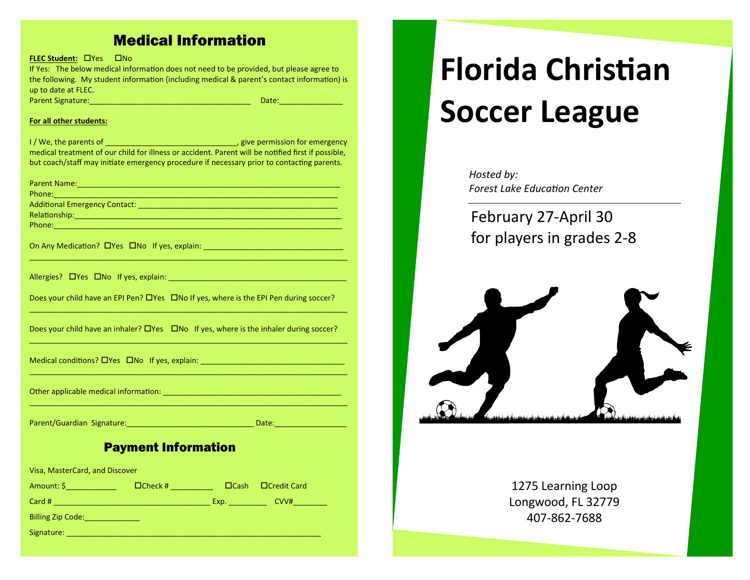# Medical Information

**FLEC Student:** ☐Yes ☐No

If Yes: The below medical information does not need to be provided, but please agree to the following. My student information (including medical & parent's contact information) is up to date at FLEC.

Parent Signature:_____________________________________ Date:______________

**For all other students:**

I / We, the parents of ______________________________, give permission for emergency medical treatment of our child for illness or accident. Parent will be notified first if possible, but coach/staff may initiate emergency procedure if necessary prior to contacting parents.

Parent Name:_____________________________________________________________

Phone:__________________________________________________________________

Additional Emergency Contact: ______________________________________________

Relationship:_____________________________________________________________

Phone:__________________________________________________________________

On Any Medication? ☐Yes ☐No If yes, explain: ________________________________

________________________________________________________________________

Allergies? ☐Yes ☐No If yes, explain: ________________________________________

Does your child have an EPI Pen? ☐Yes ☐No If yes, where is the EPI Pen during soccer?

________________________________________________________________________

Does your child have an inhaler? ☐Yes ☐No If yes, where is the inhaler during soccer?

________________________________________________________________________

Medical conditions? ☐Yes ☐No If yes, explain: _________________________________

________________________________________________________________________

Other applicable medical information: _________________________________________

________________________________________________________________________

Parent/Guardian Signature:_____________________________ Date:________________

## Payment Information

Visa, MasterCard, and Discover

Amount: $____________ ☐Check # __________ ☐Cash ☐Credit Card

Card # ___________________________________ Exp. _________ CVV#________

Billing Zip Code:_____________

Signature: ____________________________________________________________

# Florida Christian Soccer League

*Hosted by:*
*Forest Lake Education Center*

February 27-April 30
for players in grades 2-8

1275 Learning Loop
Longwood, FL 32779
407-862-7688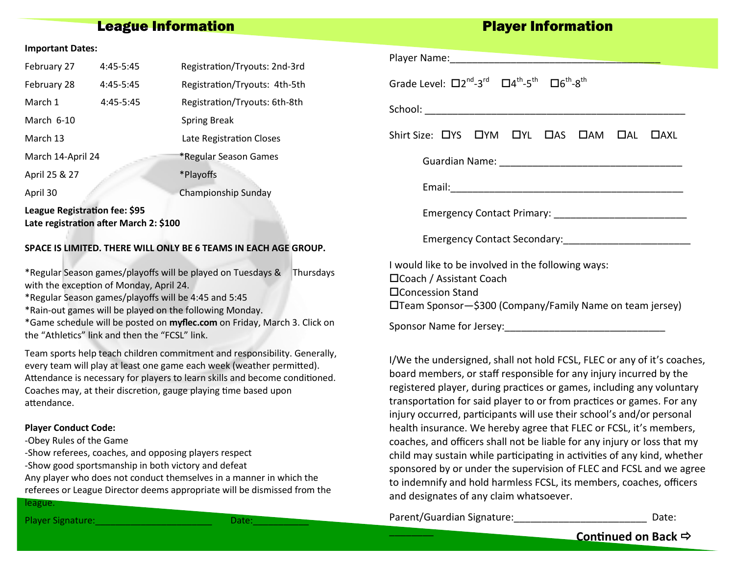## League Information

**Important Dates:**

| | | |
|---|---|---|
| February 27 | 4:45-5:45 | Registration/Tryouts: 2nd-3rd |
| February 28 | 4:45-5:45 | Registration/Tryouts: 4th-5th |
| March 1 | 4:45-5:45 | Registration/Tryouts: 6th-8th |
| March 6-10 | | Spring Break |
| March 13 | | Late Registration Closes |
| March 14-April 24 | | *Regular Season Games |
| April 25 & 27 | | *Playoffs |
| April 30 | | Championship Sunday |

**League Registration fee: $95**
**Late registration after March 2: $100**

**SPACE IS LIMITED. THERE WILL ONLY BE 6 TEAMS IN EACH AGE GROUP.**

*Regular Season games/playoffs will be played on Tuesdays & Thursdays with the exception of Monday, April 24.
*Regular Season games/playoffs will be 4:45 and 5:45
*Rain-out games will be played on the following Monday.
*Game schedule will be posted on **myflec.com** on Friday, March 3. Click on the "Athletics" link and then the "FCSL" link.

Team sports help teach children commitment and responsibility. Generally, every team will play at least one game each week (weather permitted). Attendance is necessary for players to learn skills and become conditioned. Coaches may, at their discretion, gauge playing time based upon attendance.

**Player Conduct Code:**
-Obey Rules of the Game
-Show referees, coaches, and opposing players respect
-Show good sportsmanship in both victory and defeat
Any player who does not conduct themselves in a manner in which the referees or League Director deems appropriate will be dismissed from the league.

Player Signature:______________________ Date:___________

## Player Information

Player Name:________________________________________

Grade Level: ☐2nd-3rd ☐4th-5th ☐6th-8th

School: ________________________________________________

Shirt Size: ☐YS ☐YM ☐YL ☐AS ☐AM ☐AL ☐AXL

Guardian Name: __________________________________

Email:____________________________________________

Emergency Contact Primary: ________________________

Emergency Contact Secondary:_______________________

I would like to be involved in the following ways:
☐Coach / Assistant Coach
☐Concession Stand
☐Team Sponsor—$300 (Company/Family Name on team jersey)

Sponsor Name for Jersey:______________________________

I/We the undersigned, shall not hold FCSL, FLEC or any of it's coaches, board members, or staff responsible for any injury incurred by the registered player, during practices or games, including any voluntary transportation for said player to or from practices or games. For any injury occurred, participants will use their school's and/or personal health insurance. We hereby agree that FLEC or FCSL, it's members, coaches, and officers shall not be liable for any injury or loss that my child may sustain while participating in activities of any kind, whether sponsored by or under the supervision of FLEC and FCSL and we agree to indemnify and hold harmless FCSL, its members, coaches, officers and designates of any claim whatsoever.

Parent/Guardian Signature:________________________ Date: ________

**Continued on Back ⇨**